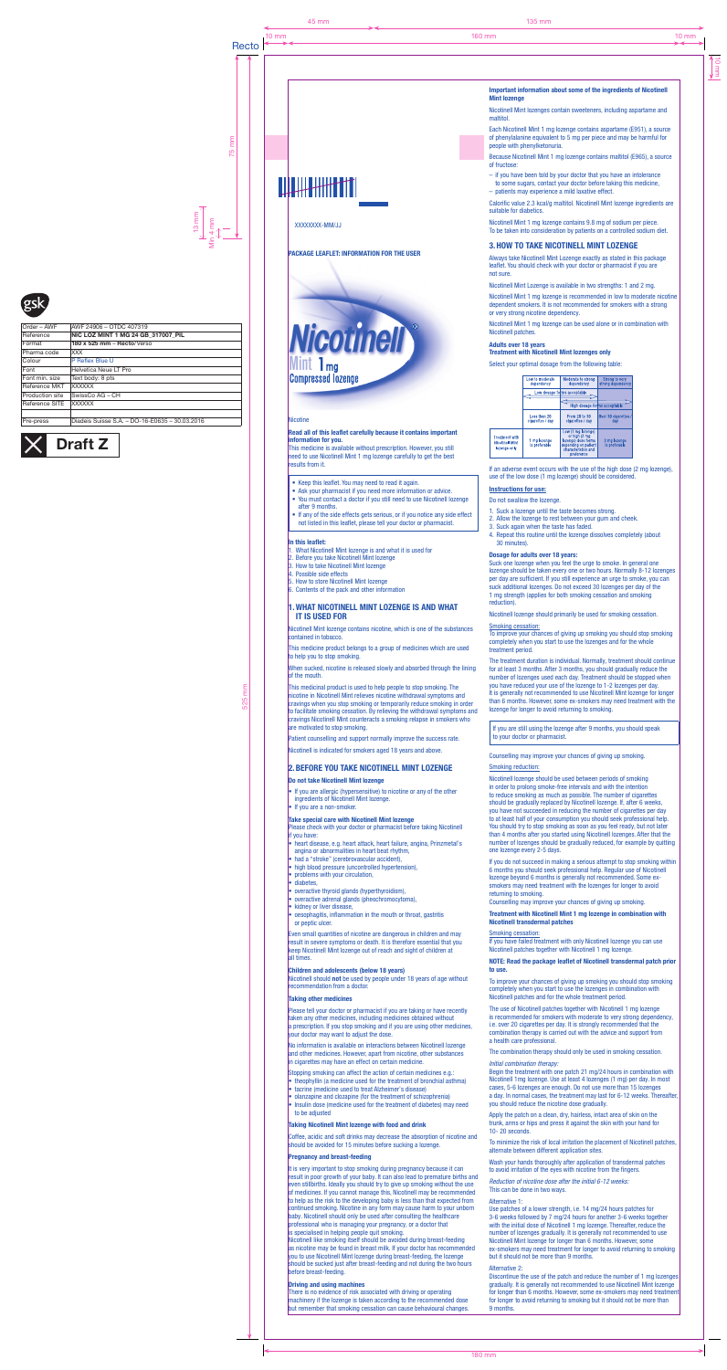| Order – AWF | AWF 24906 – OTDC 407319 |
|---|---|
| Reference | NIC LOZ MINT 1 MG 24 GB_317007_PIL |
| Format | 180 x 525 mm – Recto/verso |
| Pharma code | XXX |
| Colour | P Reflex Blue U |
| Font | Helvetica Neue LT Pro |
| Font min. size | Text body: 8 pts |
| Reference MKT | XXXXXX |
| Production site | SwissCo AG – CH |
| Reference SITE | XXXXXX |
| | |
| Pre-press | Diadeis Suisse S.A. – DO-16-E0635 – 30.03.2016 |

Draft Z

XXXXXXXX-MM/JJ

**PACKAGE LEAFLET: INFORMATION FOR THE USER**

Nicotinell Mint 1 mg Compressed lozenge

Nicotine

**Read all of this leaflet carefully because it contains important information for you.**

This medicine is available without prescription. However, you still need to use Nicotinell Mint 1 mg lozenge carefully to get the best results from it.

- Keep this leaflet. You may need to read it again.
- Ask your pharmacist if you need more information or advice.
- You must contact a doctor if you still need to use Nicotinell lozenge after 9 months.
- If any of the side effects gets serious, or if you notice any side effect not listed in this leaflet, please tell your doctor or pharmacist.

**In this leaflet:**

1. What Nicotinell Mint lozenge is and what it is used for
2. Before you take Nicotinell Mint lozenge
3. How to take Nicotinell Mint lozenge
4. Possible side effects
5. How to store Nicotinell Mint lozenge
6. Contents of the pack and other information

## 1. WHAT NICOTINELL MINT LOZENGE IS AND WHAT IT IS USED FOR

Nicotinell Mint lozenge contains nicotine, which is one of the substances contained in tobacco.

This medicine product belongs to a group of medicines which are used to help you to stop smoking.

When sucked, nicotine is released slowly and absorbed through the lining of the mouth.

This medicinal product is used to help people to stop smoking. The nicotine in Nicotinell Mint relieves nicotine withdrawal symptoms and cravings when you stop smoking or temporarily reduce smoking in order to facilitate smoking cessation. By relieving the withdrawal symptoms and cravings Nicotinell Mint counteracts a smoking relapse in smokers who are motivated to stop smoking.

Patient counselling and support normally improve the success rate.

Nicotinell is indicated for smokers aged 18 years and above.

## 2. BEFORE YOU TAKE NICOTINELL MINT LOZENGE

**Do not take Nicotinell Mint lozenge**

- If you are allergic (hypersensitive) to nicotine or any of the other ingredients of Nicotinell Mint lozenge.
- If you are a non-smoker.

**Take special care with Nicotinell Mint lozenge**

Please check with your doctor or pharmacist before taking Nicotinell if you have:

- heart disease, e.g. heart attack, heart failure, angina, Prinzmetal's angina or abnormalities in heart beat rhythm,
- had a "stroke" (cerebrovascular accident),
- high blood pressure (uncontrolled hypertension),
- problems with your circulation,
- diabetes,
- overactive thyroid glands (hyperthyroidism),
- overactive adrenal glands (pheochromocytoma),
- kidney or liver disease,
- oesophagitis, inflammation in the mouth or throat, gastritis or peptic ulcer.

Even small quantities of nicotine are dangerous in children and may result in severe symptoms or death. It is therefore essential that you keep Nicotinell Mint lozenge out of reach and sight of children at all times.

**Children and adolescents (below 18 years)**

Nicotinell should **not** be used by people under 18 years of age without recommendation from a doctor.

**Taking other medicines**

Please tell your doctor or pharmacist if you are taking or have recently taken any other medicines, including medicines obtained without a prescription. If you stop smoking and if you are using other medicines, your doctor may want to adjust the dose.

No information is available on interactions between Nicotinell lozenge and other medicines. However, apart from nicotine, other substances in cigarettes may have an effect on certain medicine.

Stopping smoking can affect the action of certain medicines e.g.:

- theophyllin (a medicine used for the treatment of bronchial asthma)
- tacrine (medicine used to treat Alzheimer's disease)
- olanzapine and clozapine (for the treatment of schizophrenia)
- Insulin dose (medicine used for the treatment of diabetes) may need to be adjusted

**Taking Nicotinell Mint lozenge with food and drink**

Coffee, acidic and soft drinks may decrease the absorption of nicotine and should be avoided for 15 minutes before sucking a lozenge.

**Pregnancy and breast-feeding**

It is very important to stop smoking during pregnancy because it can result in poor growth of your baby. It can also lead to premature births and even stillbirths. Ideally you should try to give up smoking without the use of medicines. If you cannot manage this, Nicotinell may be recommended to help as the risk to the developing baby is less than that expected from continued smoking. Nicotine in any form may cause harm to your unborn baby. Nicotinell should only be used after consulting the healthcare professional who is managing your pregnancy, or a doctor that is specialised in helping people quit smoking.
Nicotinell like smoking itself should be avoided during breast-feeding as nicotine may be found in breast milk. If your doctor has recommended you to use Nicotinell Mint lozenge during breast-feeding, the lozenge should be sucked just after breast-feeding and not during the two hours before breast-feeding.

**Driving and using machines**

There is no evidence of risk associated with driving or operating machinery if the lozenge is taken according to the recommended dose but remember that smoking cessation can cause behavioural changes.

**Important information about some of the ingredients of Nicotinell Mint lozenge**

Nicotinell Mint lozenges contain sweeteners, including aspartame and maltitol.

Each Nicotinell Mint 1 mg lozenge contains aspartame (E951), a source of phenylalanine equivalent to 5 mg per piece and may be harmful for people with phenylketonuria.

Because Nicotinell Mint 1 mg lozenge contains maltitol (E965), a source of fructose:

- if you have been told by your doctor that you have an intolerance to some sugars, contact your doctor before taking this medicine,
- patients may experience a mild laxative effect.

Calorific value 2.3 kcal/g maltitol. Nicotinell Mint lozenge ingredients are suitable for diabetics.

Nicotinell Mint 1 mg lozenge contains 9.8 mg of sodium per piece. To be taken into consideration by patients on a controlled sodium diet.

## 3. HOW TO TAKE NICOTINELL MINT LOZENGE

Always take Nicotinell Mint Lozenge exactly as stated in this package leaflet. You should check with your doctor or pharmacist if you are not sure.

Nicotinell Mint Lozenge is available in two strengths: 1 and 2 mg.

Nicotinell Mint 1 mg lozenge is recommended in low to moderate nicotine dependent smokers. It is not recommended for smokers with a strong or very strong nicotine dependency.

Nicotinell Mint 1 mg lozenge can be used alone or in combination with Nicotinell patches.

**Adults over 18 years**
**Treatment with Nicotinell Mint lozenges only**

Select your optimal dosage from the following table:

| | Low to moderate dependency | Moderate to strong dependency | Strong to very strong dependency |
|---|---|---|---|
| | Low dosage forms acceptable | | |
| | | High dosage forms acceptable | |
| | Less than 20 cigarettes / day | From 20 to 30 cigarettes / day | Over 30 cigarettes / day |
| Treatment with Nicotinell Mint lozenge only | 1 mg lozenge is preferable | Low (1 mg lozenge) or high (2 mg lozenge) dose forms depending on patient characteristics and preference | 2 mg lozenge is preferable |

If an adverse event occurs with the use of the high dose (2 mg lozenge), use of the low dose (1 mg lozenge) should be considered.

**Instructions for use:**

Do not swallow the lozenge.

1. Suck a lozenge until the taste becomes strong.
2. Allow the lozenge to rest between your gum and cheek.
3. Suck again when the taste has faded.
4. Repeat this routine until the lozenge dissolves completely (about 30 minutes).

**Dosage for adults over 18 years:**

Suck one lozenge when you feel the urge to smoke. In general one lozenge should be taken every one or two hours. Normally 8-12 lozenges per day are sufficient. If you still experience an urge to smoke, you can suck additional lozenges. Do not exceed 30 lozenges per day of the 1 mg strength (applies for both smoking cessation and smoking reduction).

Nicotinell lozenge should primarily be used for smoking cessation.

Smoking cessation:

To improve your chances of giving up smoking you should stop smoking completely when you start to use the lozenges and for the whole treatment period.

The treatment duration is individual. Normally, treatment should continue for at least 3 months. After 3 months, you should gradually reduce the number of lozenges used each day. Treatment should be stopped when you have reduced your use of the lozenge to 1-2 lozenges per day. It is generally not recommended to use Nicotinell Mint lozenge for longer than 6 months. However, some ex-smokers may need treatment with the lozenge for longer to avoid returning to smoking.

If you are still using the lozenge after 9 months, you should speak to your doctor or pharmacist.

Counselling may improve your chances of giving up smoking.

Smoking reduction:

Nicotinell lozenge should be used between periods of smoking in order to prolong smoke-free intervals and with the intention to reduce smoking as much as possible. The number of cigarettes should be gradually replaced by Nicotinell lozenge. If, after 6 weeks, you have not succeeded in reducing the number of cigarettes per day to at least half of your consumption you should seek professional help. You should try to stop smoking as soon as you feel ready, but not later than 4 months after you started using Nicotinell lozenges. After that the number of lozenges should be gradually reduced, for example by quitting one lozenge every 2-5 days.

If you do not succeed in making a serious attempt to stop smoking within 6 months you should seek professional help. Regular use of Nicotinell lozenge beyond 6 months is generally not recommended. Some ex-smokers may need treatment with the lozenges for longer to avoid returning to smoking.
Counselling may improve your chances of giving up smoking.

**Treatment with Nicotinell Mint 1 mg lozenge in combination with Nicotinell transdermal patches**

Smoking cessation:

If you have failed treatment with only Nicotinell lozenge you can use Nicotinell patches together with Nicotinell 1 mg lozenge.

**NOTE: Read the package leaflet of Nicotinell transdermal patch prior to use.**

To improve your chances of giving up smoking you should stop smoking completely when you start to use the lozenges in combination with Nicotinell patches and for the whole treatment period.

The use of Nicotinell patches together with Nicotinell 1 mg lozenge is recommended for smokers with moderate to very strong dependency, i.e. over 20 cigarettes per day. It is strongly recommended that the combination therapy is carried out with the advice and support from a health care professional.

The combination therapy should only be used in smoking cessation.

*Initial combination therapy:*

Begin the treatment with one patch 21 mg/24 hours in combination with Nicotinell 1mg lozenge. Use at least 4 lozenges (1 mg) per day. In most cases, 5-6 lozenges are enough. Do not use more than 15 lozenges a day. In normal cases, the treatment may last for 6-12 weeks. Thereafter, you should reduce the nicotine dose gradually.

Apply the patch on a clean, dry, hairless, intact area of skin on the trunk, arms or hips and press it against the skin with your hand for 10- 20 seconds.

To minimize the risk of local irritation the placement of Nicotinell patches, alternate between different application sites.

Wash your hands thoroughly after application of transdermal patches to avoid irritation of the eyes with nicotine from the fingers.

*Reduction of nicotine dose after the initial 6-12 weeks:*
This can be done in two ways.

Alternative 1:

Use patches of a lower strength, i.e. 14 mg/24 hours patches for 3-6 weeks followed by 7 mg/24 hours for another 3-6 weeks together with the initial dose of Nicotinell 1 mg lozenge. Thereafter, reduce the number of lozenges gradually. It is generally not recommended to use Nicotinell Mint lozenge for longer than 6 months. However, some ex-smokers may need treatment with the lozenge for longer to avoid returning to smoking but it should not be more than 9 months.

Alternative 2:

Discontinue the use of the patch and reduce the number of 1 mg lozenges gradually. It is generally not recommended to use Nicotinell Mint lozenge for longer than 6 months. However, some ex-smokers may need treatment for longer to avoid returning to smoking but it should not be more than 9 months.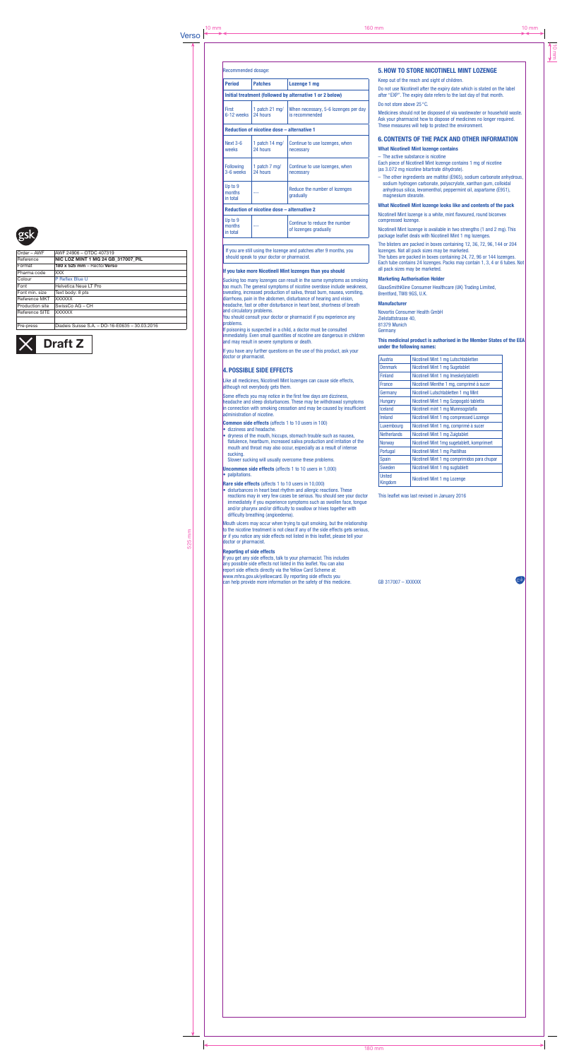Recommended dosage:

| Period | Patches | Lozenge 1 mg |
| --- | --- | --- |
| **Initial treatment (followed by alternative 1 or 2 below)** | | |
| First 6-12 weeks | 1 patch 21 mg/ 24 hours | When necessary, 5-6 lozenges per day is recommended |
| **Reduction of nicotine dose – alternative 1** | | |
| Next 3-6 weeks | 1 patch 14 mg/ 24 hours | Continue to use lozenges, when necessary |
| Following 3-6 weeks | 1 patch 7 mg/ 24 hours | Continue to use lozenges, when necessary |
| Up to 9 months in total | --- | Reduce the number of lozenges gradually |
| **Reduction of nicotine dose – alternative 2** | | |
| Up to 9 months in total | --- | Continue to reduce the number of lozenges gradually |

If you are still using the lozenge and patches after 9 months, you should speak to your doctor or pharmacist.

#### If you take more Nicotinell Mint lozenges than you should

Sucking too many lozenges can result in the same symptoms as smoking too much. The general symptoms of nicotine overdose include weakness, sweating, increased production of saliva, throat burn, nausea, vomiting, diarrhoea, pain in the abdomen, disturbance of hearing and vision, headache, fast or other disturbance in heart beat, shortness of breath and circulatory problems.
You should consult your doctor or pharmacist if you experience any problems.
If poisoning is suspected in a child, a doctor must be consulted immediately. Even small quantities of nicotine are dangerous in children and may result in severe symptoms or death.

If you have any further questions on the use of this product, ask your doctor or pharmacist.

## 4. POSSIBLE SIDE EFFECTS

Like all medicines, Nicotinell Mint lozenges can cause side effects, although not everybody gets them.

Some effects you may notice in the first few days are dizziness, headache and sleep disturbances. These may be withdrawal symptoms in connection with smoking cessation and may be caused by insufficient administration of nicotine.

**Common side effects** (affects 1 to 10 users in 100)
- dizziness and headache.
- dryness of the mouth, hiccups, stomach trouble such as nausea, flatulence, heartburn, increased saliva production and irritation of the mouth and throat may also occur, especially as a result of intense sucking.
  Slower sucking will usually overcome these problems.

**Uncommon side effects** (affects 1 to 10 users in 1,000)
- palpitations.

**Rare side effects** (affects 1 to 10 users in 10,000)
- disturbances in heart beat rhythm and allergic reactions. These reactions may in very few cases be serious. You should see your doctor immediately if you experience symptoms such as swollen face, tongue and/or pharynx and/or difficulty to swallow or hives together with difficulty breathing (angioedema).

Mouth ulcers may occur when trying to quit smoking, but the relationship to the nicotine treatment is not clear.If any of the side effects gets serious, or if you notice any side effects not listed in this leaflet, please tell your doctor or pharmacist.

#### Reporting of side effects

If you get any side effects, talk to your pharmacist. This includes any possible side effects not listed in this leaflet. You can also report side effects directly via the Yellow Card Scheme at: www.mhra.gov.uk/yellowcard. By reporting side effects you can help provide more information on the safety of this medicine.

## 5. HOW TO STORE NICOTINELL MINT LOZENGE

Keep out of the reach and sight of children.

Do not use Nicotinell after the expiry date which is stated on the label after "EXP". The expiry date refers to the last day of that month.

Do not store above 25 °C.

Medicines should not be disposed of via wastewater or household waste. Ask your pharmacist how to dispose of medicines no longer required. These measures will help to protect the environment.

## 6. CONTENTS OF THE PACK AND OTHER INFORMATION

#### What Nicotinell Mint lozenge contains

– The active substance is nicotine
Each piece of Nicotinell Mint lozenge contains 1 mg of nicotine (as 3.072 mg nicotine bitartrate dihydrate).
– The other ingredients are maltitol (E965), sodium carbonate anhydrous, sodium hydrogen carbonate, polyacrylate, xanthan gum, colloidal anhydrous silica, levomenthol, peppermint oil, aspartame (E951), magnesium stearate.

#### What Nicotinell Mint lozenge looks like and contents of the pack

Nicotinell Mint lozenge is a white, mint flavoured, round biconvex compressed lozenge.

Nicotinell Mint lozenge is available in two strengths (1 and 2 mg). This package leaflet deals with Nicotinell Mint 1 mg lozenges.

The blisters are packed in boxes containing 12, 36, 72, 96, 144 or 204 lozenges. Not all pack sizes may be marketed.
The tubes are packed in boxes containing 24, 72, 96 or 144 lozenges. Each tube contains 24 lozenges. Packs may contain 1, 3, 4 or 6 tubes. Not all pack sizes may be marketed.

#### Marketing Authorisation Holder

GlaxoSmithKline Consumer Healthcare (UK) Trading Limited, Brentford, TW8 9GS, U.K.

#### Manufacturer

Novartis Consumer Health GmbH
Zielstattstrasse 40,
81379 Munich
Germany

#### This medicinal product is authorised in the Member States of the EEA under the following names:

| | |
| --- | --- |
| Austria | Nicotinell Mint 1 mg Lutschtabletten |
| Denmark | Nicotinell Mint 1 mg Sugetablet |
| Finland | Nicotinell Mint 1 mg Imeskelytabletti |
| France | Nicotinell Menthe 1 mg, comprimé à sucer |
| Germany | Nicotinell Lutschtabletten 1 mg Mint |
| Hungary | Nicotinell Mint 1 mg Szopogató tabletta |
| Iceland | Nicotinell mint 1 mg Munnsogstafla |
| Ireland | Nicotinell Mint 1 mg compressed Lozenge |
| Luxembourg | Nicotinell Mint 1 mg, comprimé à sucer |
| Netherlands | Nicotinell Mint 1 mg Zuigtablet |
| Norway | Nicotinell Mint 1mg sugetablett, komprimert |
| Portugal | Nicotinell Mint 1 mg Pastilhas |
| Spain | Nicotinell Mint 1 mg comprimidos para chupar |
| Sweden | Nicotinell Mint 1 mg sugtablett |
| United Kingdom | Nicotinell Mint 1 mg Lozenge |

This leaflet was last revised in January 2016

GB 317007 – XXXXXX